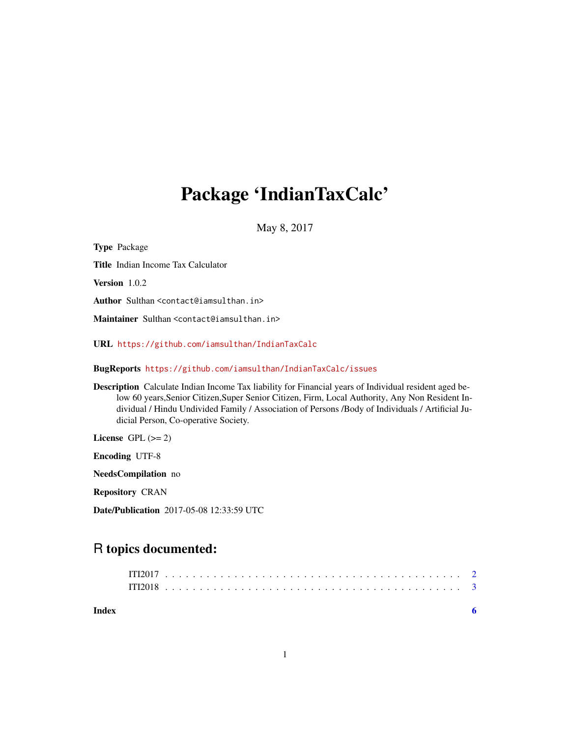# Package 'IndianTaxCalc'

May 8, 2017

**Type** Package

**Title** Indian Income Tax Calculator

**Version** 1.0.2

**Author** Sulthan <contact@iamsulthan.in>

**Maintainer** Sulthan <contact@iamsulthan.in>

**URL** https://github.com/iamsulthan/IndianTaxCalc

**BugReports** https://github.com/iamsulthan/IndianTaxCalc/issues

**Description** Calculate Indian Income Tax liability for Financial years of Individual resident aged below 60 years,Senior Citizen,Super Senior Citizen, Firm, Local Authority, Any Non Resident Individual / Hindu Undivided Family / Association of Persons /Body of Individuals / Artificial Judicial Person, Co-operative Society.

**License** GPL (>= 2)

**Encoding** UTF-8

**NeedsCompilation** no

**Repository** CRAN

**Date/Publication** 2017-05-08 12:33:59 UTC

## R topics documented:

- ITI2017 . . . . . . . . . . . . . . . . . . . . . . . . . . . . . . . . . . . . . . . . . 2
- ITI2018 . . . . . . . . . . . . . . . . . . . . . . . . . . . . . . . . . . . . . . . . . 3

**Index** **6**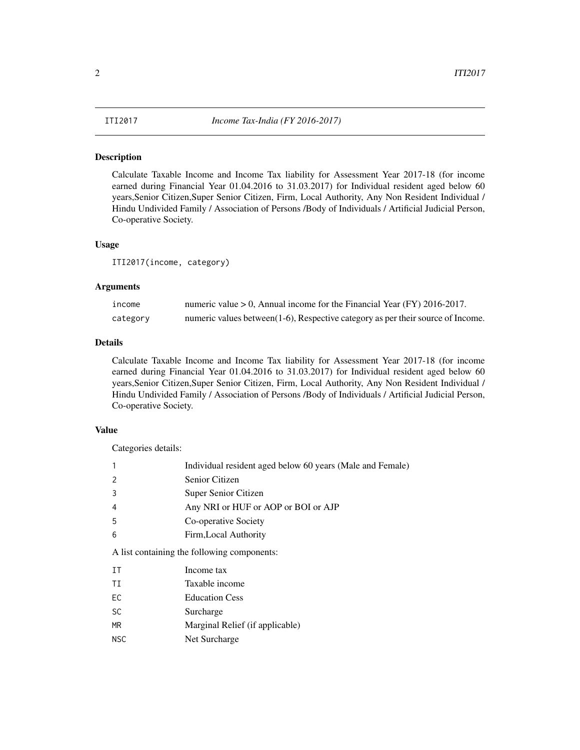## ITI2017 — *Income Tax-India (FY 2016-2017)*

### Description

Calculate Taxable Income and Income Tax liability for Assessment Year 2017-18 (for income earned during Financial Year 01.04.2016 to 31.03.2017) for Individual resident aged below 60 years,Senior Citizen,Super Senior Citizen, Firm, Local Authority, Any Non Resident Individual / Hindu Undivided Family / Association of Persons /Body of Individuals / Artificial Judicial Person, Co-operative Society.

### Usage

```
ITI2017(income, category)
```

### Arguments

| | |
|---|---|
| `income` | numeric value > 0, Annual income for the Financial Year (FY) 2016-2017. |
| `category` | numeric values between(1-6), Respective category as per their source of Income. |

### Details

Calculate Taxable Income and Income Tax liability for Assessment Year 2017-18 (for income earned during Financial Year 01.04.2016 to 31.03.2017) for Individual resident aged below 60 years,Senior Citizen,Super Senior Citizen, Firm, Local Authority, Any Non Resident Individual / Hindu Undivided Family / Association of Persons /Body of Individuals / Artificial Judicial Person, Co-operative Society.

### Value

Categories details:

| | |
|---|---|
| 1 | Individual resident aged below 60 years (Male and Female) |
| 2 | Senior Citizen |
| 3 | Super Senior Citizen |
| 4 | Any NRI or HUF or AOP or BOI or AJP |
| 5 | Co-operative Society |
| 6 | Firm,Local Authority |

A list containing the following components:

| | |
|---|---|
| `IT` | Income tax |
| `TI` | Taxable income |
| `EC` | Education Cess |
| `SC` | Surcharge |
| `MR` | Marginal Relief (if applicable) |
| `NSC` | Net Surcharge |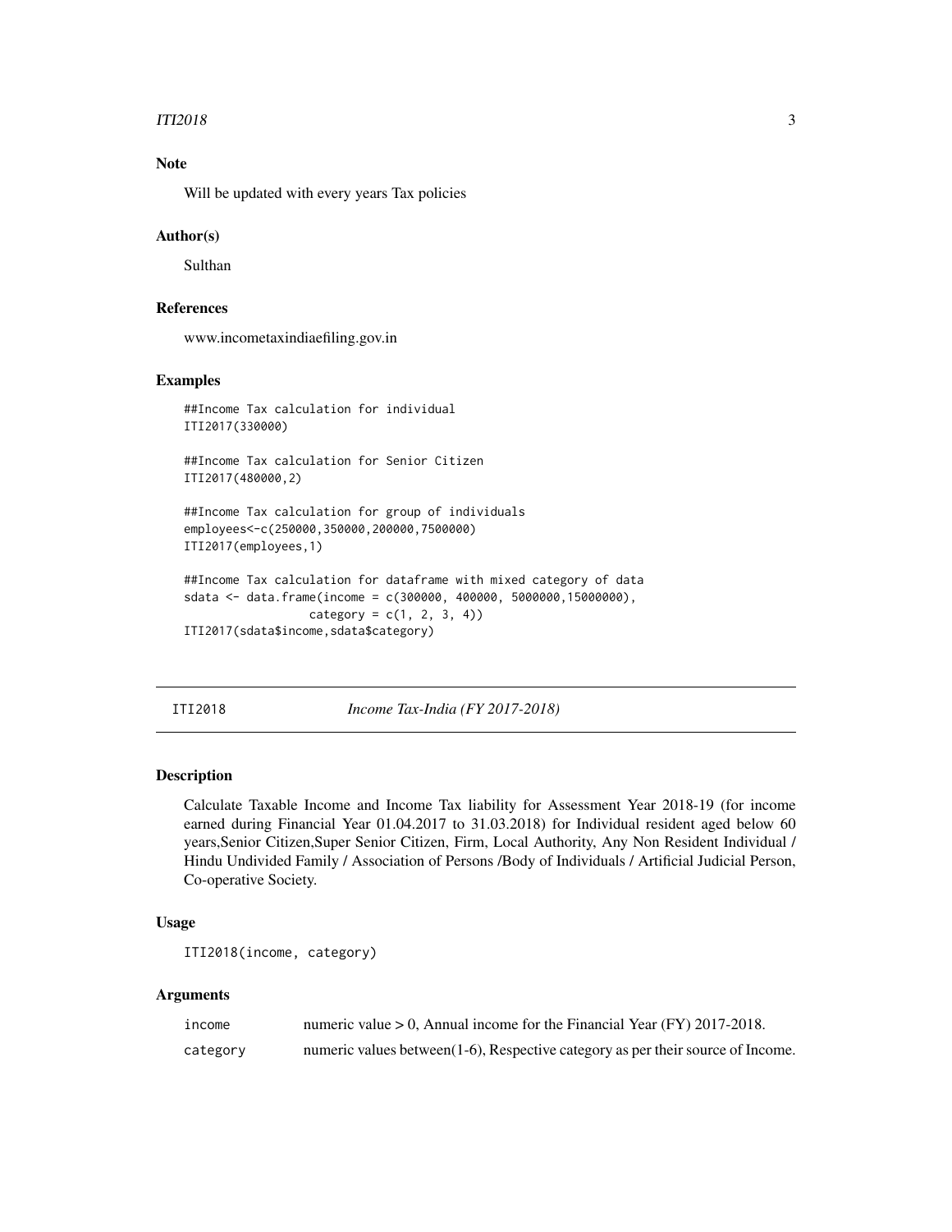## Note

Will be updated with every years Tax policies

## Author(s)

Sulthan

## References

www.incometaxindiaefiling.gov.in

## Examples

```
##Income Tax calculation for individual
ITI2017(330000)

##Income Tax calculation for Senior Citizen
ITI2017(480000,2)

##Income Tax calculation for group of individuals
employees<-c(250000,350000,200000,7500000)
ITI2017(employees,1)

##Income Tax calculation for dataframe with mixed category of data
sdata <- data.frame(income = c(300000, 400000, 5000000,15000000),
                  category = c(1, 2, 3, 4))
ITI2017(sdata$income,sdata$category)
```

---

# ITI2018 — *Income Tax-India (FY 2017-2018)*

## Description

Calculate Taxable Income and Income Tax liability for Assessment Year 2018-19 (for income earned during Financial Year 01.04.2017 to 31.03.2018) for Individual resident aged below 60 years,Senior Citizen,Super Senior Citizen, Firm, Local Authority, Any Non Resident Individual / Hindu Undivided Family / Association of Persons /Body of Individuals / Artificial Judicial Person, Co-operative Society.

## Usage

```
ITI2018(income, category)
```

## Arguments

| | |
|---|---|
| income | numeric value > 0, Annual income for the Financial Year (FY) 2017-2018. |
| category | numeric values between(1-6), Respective category as per their source of Income. |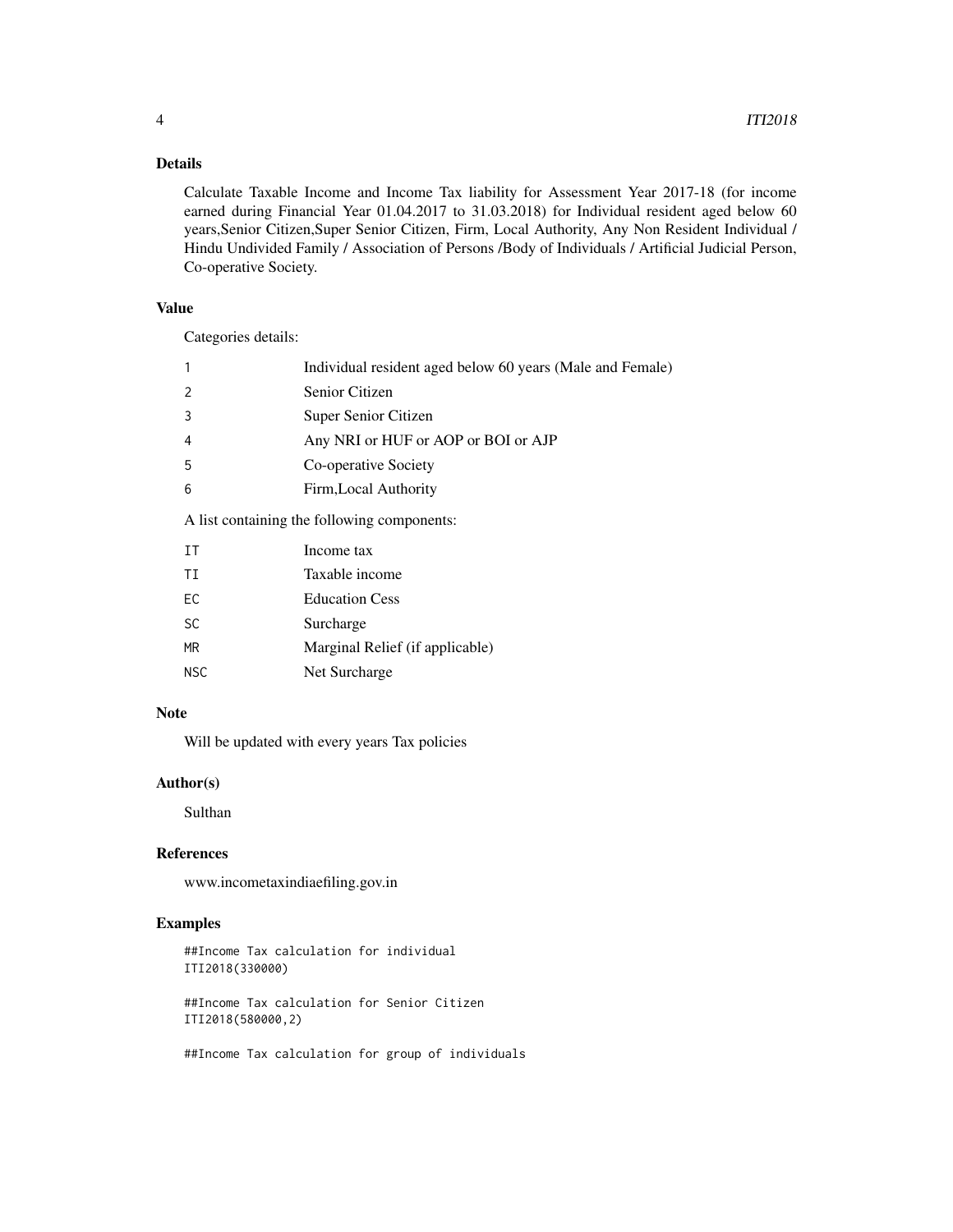### Details

Calculate Taxable Income and Income Tax liability for Assessment Year 2017-18 (for income earned during Financial Year 01.04.2017 to 31.03.2018) for Individual resident aged below 60 years,Senior Citizen,Super Senior Citizen, Firm, Local Authority, Any Non Resident Individual / Hindu Undivided Family / Association of Persons /Body of Individuals / Artificial Judicial Person, Co-operative Society.

### Value

Categories details:

| | |
|---|---|
| 1 | Individual resident aged below 60 years (Male and Female) |
| 2 | Senior Citizen |
| 3 | Super Senior Citizen |
| 4 | Any NRI or HUF or AOP or BOI or AJP |
| 5 | Co-operative Society |
| 6 | Firm,Local Authority |

A list containing the following components:

| | |
|---|---|
| IT | Income tax |
| TI | Taxable income |
| EC | Education Cess |
| SC | Surcharge |
| MR | Marginal Relief (if applicable) |
| NSC | Net Surcharge |

### Note

Will be updated with every years Tax policies

### Author(s)

Sulthan

### References

www.incometaxindiaefiling.gov.in

### Examples

```
##Income Tax calculation for individual
ITI2018(330000)

##Income Tax calculation for Senior Citizen
ITI2018(580000,2)

##Income Tax calculation for group of individuals
```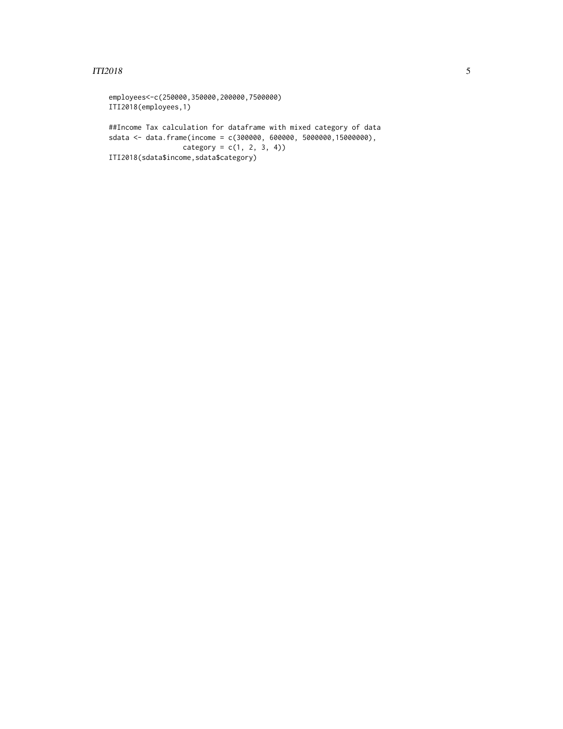```
employees<-c(250000,350000,200000,7500000)
ITI2018(employees,1)

##Income Tax calculation for dataframe with mixed category of data
sdata <- data.frame(income = c(300000, 600000, 5000000,15000000),
                  category = c(1, 2, 3, 4))
ITI2018(sdata$income,sdata$category)
```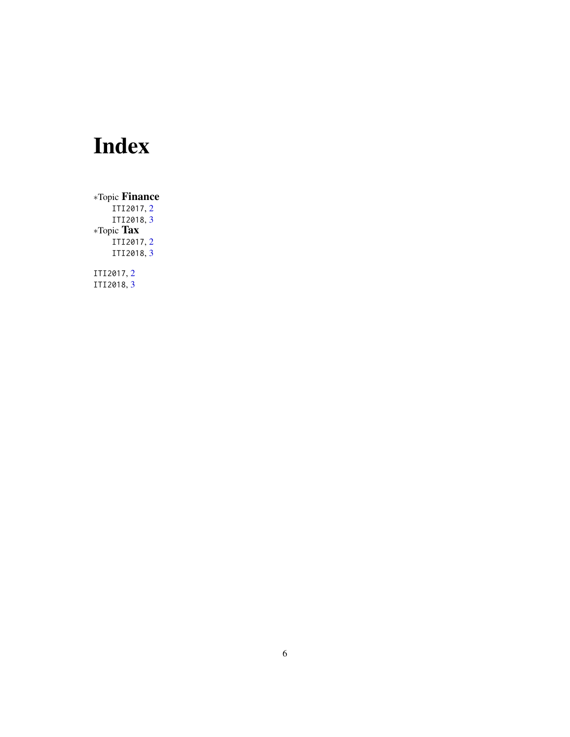# Index

∗Topic **Finance**
- ITI2017, 2
- ITI2018, 3

∗Topic **Tax**
- ITI2017, 2
- ITI2018, 3

ITI2017, 2
ITI2018, 3